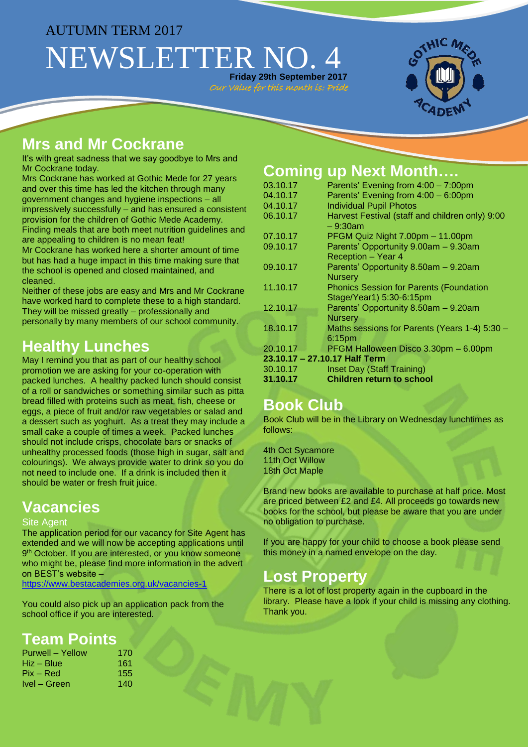AUTUMN TERM 2017

# NEWSLETTER NO. 4

**Friday 29th September 2017**

*Our value for this month is: Pride*

## Mrs and Mr Cockrane

It's with great sadness that we say goodbye to Mrs and Mr Cockrane today.

Mrs Cockrane has worked at Gothic Mede for 27 years and over this time has led the kitchen through many government changes and hygiene inspections – all impressively successfully – and has ensured a consistent provision for the children of Gothic Mede Academy. Finding meals that are both meet nutrition guidelines and are appealing to children is no mean feat!

Mr Cockrane has worked here a shorter amount of time but has had a huge impact in this time making sure that the school is opened and closed maintained, and cleaned.

Neither of these jobs are easy and Mrs and Mr Cockrane have worked hard to complete these to a high standard. They will be missed greatly – professionally and personally by many members of our school community.

## Healthy Lunches

May I remind you that as part of our healthy school promotion we are asking for your co-operation with packed lunches. A healthy packed lunch should consist of a roll or sandwiches or something similar such as pitta bread filled with proteins such as meat, fish, cheese or eggs, a piece of fruit and/or raw vegetables or salad and a dessert such as yoghurt. As a treat they may include a small cake a couple of times a week. Packed lunches should not include crisps, chocolate bars or snacks of unhealthy processed foods (those high in sugar, salt and colourings). We always provide water to drink so you do not need to include one. If a drink is included then it should be water or fresh fruit juice.

## Vacancies

### Site Agent

The application period for our vacancy for Site Agent has extended and we will now be accepting applications until 9th October. If you are interested, or you know someone who might be, please find more information in the advert on BEST's website – https://www.bestacademies.org.uk/vacancies-1

You could also pick up an application pack from the school office if you are interested.

## Team Points

| Team | Points |
|---|---|
| Purwell – Yellow | 170 |
| Hiz – Blue | 161 |
| Pix – Red | 155 |
| Ivel – Green | 140 |

## Coming up Next Month….

| Date | Event |
|---|---|
| 03.10.17 | Parents' Evening from 4:00 – 7:00pm |
| 04.10.17 | Parents' Evening from 4:00 – 6:00pm |
| 04.10.17 | Individual Pupil Photos |
| 06.10.17 | Harvest Festival (staff and children only) 9:00 – 9:30am |
| 07.10.17 | PFGM Quiz Night 7.00pm – 11.00pm |
| 09.10.17 | Parents' Opportunity 9.00am – 9.30am Reception – Year 4 |
| 09.10.17 | Parents' Opportunity 8.50am – 9.20am Nursery |
| 11.10.17 | Phonics Session for Parents (Foundation Stage/Year1) 5:30-6:15pm |
| 12.10.17 | Parents' Opportunity 8.50am – 9.20am Nursery |
| 18.10.17 | Maths sessions for Parents (Years 1-4) 5:30 – 6:15pm |
| 20.10.17 | PFGM Halloween Disco 3.30pm – 6.00pm |
| **23.10.17 – 27.10.17** | **Half Term** |
| 30.10.17 | Inset Day (Staff Training) |
| **31.10.17** | **Children return to school** |

## Book Club

Book Club will be in the Library on Wednesday lunchtimes as follows:

4th Oct Sycamore
11th Oct Willow
18th Oct Maple

Brand new books are available to purchase at half price. Most are priced between £2 and £4. All proceeds go towards new books for the school, but please be aware that you are under no obligation to purchase.

If you are happy for your child to choose a book please send this money in a named envelope on the day.

## Lost Property

There is a lot of lost property again in the cupboard in the library. Please have a look if your child is missing any clothing. Thank you.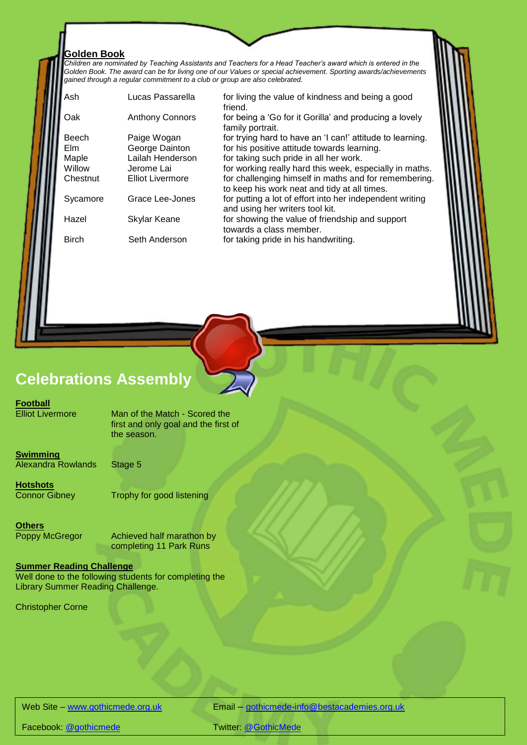## Golden Book

*Children are nominated by Teaching Assistants and Teachers for a Head Teacher's award which is entered in the Golden Book. The award can be for living one of our Values or special achievement. Sporting awards/achievements gained through a regular commitment to a club or group are also celebrated.*

| | | |
|---|---|---|
| Ash | Lucas Passarella | for living the value of kindness and being a good friend. |
| Oak | Anthony Connors | for being a 'Go for it Gorilla' and producing a lovely family portrait. |
| Beech | Paige Wogan | for trying hard to have an 'I can!' attitude to learning. |
| Elm | George Dainton | for his positive attitude towards learning. |
| Maple | Lailah Henderson | for taking such pride in all her work. |
| Willow | Jerome Lai | for working really hard this week, especially in maths. |
| Chestnut | Elliot Livermore | for challenging himself in maths and for remembering. to keep his work neat and tidy at all times. |
| Sycamore | Grace Lee-Jones | for putting a lot of effort into her independent writing and using her writers tool kit. |
| Hazel | Skylar Keane | for showing the value of friendship and support towards a class member. |
| Birch | Seth Anderson | for taking pride in his handwriting. |

# Celebrations Assembly

**Football**

Elliot Livermore — Man of the Match - Scored the first and only goal and the first of the season.

**Swimming**

Alexandra Rowlands — Stage 5

**Hotshots**

Connor Gibney — Trophy for good listening

**Others**

Poppy McGregor — Achieved half marathon by completing 11 Park Runs

**Summer Reading Challenge**

Well done to the following students for completing the Library Summer Reading Challenge.

Christopher Corne

Web Site – www.gothicmede.org.uk

Email – gothicmede-info@bestacademies.org.uk

Facebook: @gothicmede

Twitter: @GothicMede